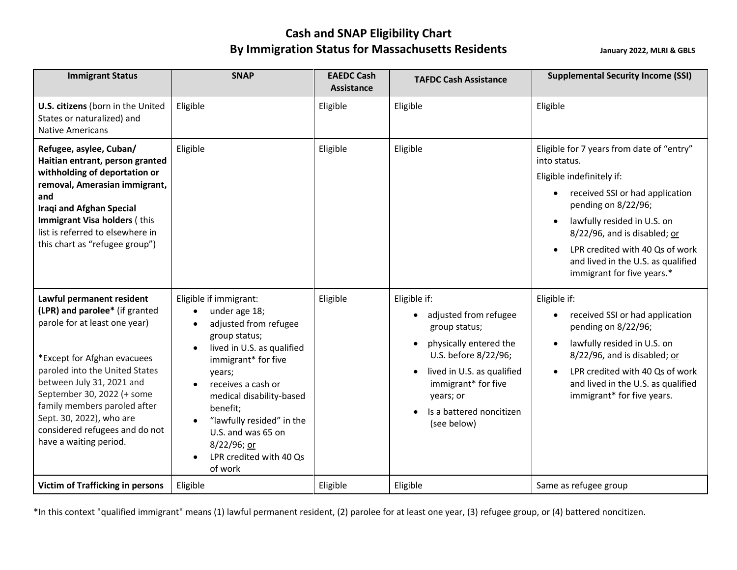# Cash and SNAP Eligibility Chart
## By Immigration Status for Massachusetts Residents

January 2022, MLRI & GBLS

| Immigrant Status | SNAP | EAEDC Cash Assistance | TAFDC Cash Assistance | Supplemental Security Income (SSI) |
|---|---|---|---|---|
| **U.S. citizens** (born in the United States or naturalized) and Native Americans | Eligible | Eligible | Eligible | Eligible |
| **Refugee, asylee, Cuban/ Haitian entrant, person granted withholding of deportation or removal, Amerasian immigrant, and Iraqi and Afghan Special Immigrant Visa holders** ( this list is referred to elsewhere in this chart as "refugee group") | Eligible | Eligible | Eligible | Eligible for 7 years from date of "entry" into status.<br>Eligible indefinitely if:<br>• received SSI or had application pending on 8/22/96;<br>• lawfully resided in U.S. on 8/22/96, and is disabled; or<br>• LPR credited with 40 Qs of work and lived in the U.S. as qualified immigrant for five years.* |
| **Lawful permanent resident (LPR) and parolee*** (if granted parole for at least one year)<br><br>*Except for Afghan evacuees paroled into the United States between July 31, 2021 and September 30, 2022 (+ some family members paroled after Sept. 30, 2022), who are considered refugees and do not have a waiting period. | Eligible if immigrant:<br>• under age 18;<br>• adjusted from refugee group status;<br>• lived in U.S. as qualified immigrant* for five years;<br>• receives a cash or medical disability-based benefit;<br>• "lawfully resided" in the U.S. and was 65 on 8/22/96; or<br>• LPR credited with 40 Qs of work | Eligible | Eligible if:<br>• adjusted from refugee group status;<br>• physically entered the U.S. before 8/22/96;<br>• lived in U.S. as qualified immigrant* for five years; or<br>• Is a battered noncitizen (see below) | Eligible if:<br>• received SSI or had application pending on 8/22/96;<br>• lawfully resided in U.S. on 8/22/96, and is disabled; or<br>• LPR credited with 40 Qs of work and lived in the U.S. as qualified immigrant* for five years. |
| **Victim of Trafficking in persons** | Eligible | Eligible | Eligible | Same as refugee group |

*In this context "qualified immigrant" means (1) lawful permanent resident, (2) parolee for at least one year, (3) refugee group, or (4) battered noncitizen.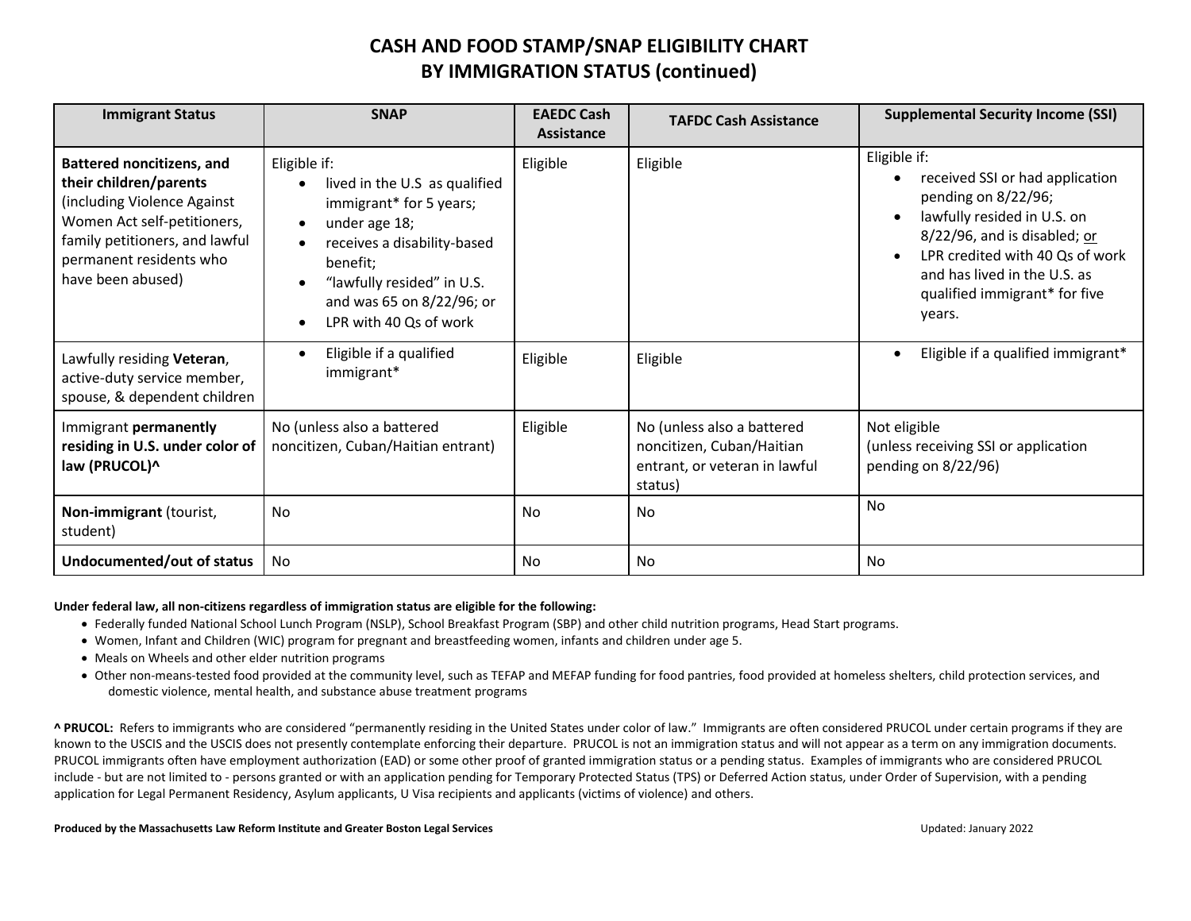# CASH AND FOOD STAMP/SNAP ELIGIBILITY CHART BY IMMIGRATION STATUS (continued)

| Immigrant Status | SNAP | EAEDC Cash Assistance | TAFDC Cash Assistance | Supplemental Security Income (SSI) |
|---|---|---|---|---|
| **Battered noncitizens, and their children/parents** (including Violence Against Women Act self-petitioners, family petitioners, and lawful permanent residents who have been abused) | Eligible if:<br>• lived in the U.S as qualified immigrant* for 5 years;<br>• under age 18;<br>• receives a disability-based benefit;<br>• "lawfully resided" in U.S. and was 65 on 8/22/96; or<br>• LPR with 40 Qs of work | Eligible | Eligible | Eligible if:<br>• received SSI or had application pending on 8/22/96;<br>• lawfully resided in U.S. on 8/22/96, and is disabled; or<br>• LPR credited with 40 Qs of work and has lived in the U.S. as qualified immigrant* for five years. |
| Lawfully residing **Veteran**, active-duty service member, spouse, & dependent children | • Eligible if a qualified immigrant* | Eligible | Eligible | • Eligible if a qualified immigrant* |
| Immigrant **permanently residing in U.S. under color of law (PRUCOL)^** | No (unless also a battered noncitizen, Cuban/Haitian entrant) | Eligible | No (unless also a battered noncitizen, Cuban/Haitian entrant, or veteran in lawful status) | Not eligible (unless receiving SSI or application pending on 8/22/96) |
| **Non-immigrant** (tourist, student) | No | No | No | No |
| **Undocumented/out of status** | No | No | No | No |

**Under federal law, all non-citizens regardless of immigration status are eligible for the following:**

- Federally funded National School Lunch Program (NSLP), School Breakfast Program (SBP) and other child nutrition programs, Head Start programs.
- Women, Infant and Children (WIC) program for pregnant and breastfeeding women, infants and children under age 5.
- Meals on Wheels and other elder nutrition programs
- Other non-means-tested food provided at the community level, such as TEFAP and MEFAP funding for food pantries, food provided at homeless shelters, child protection services, and domestic violence, mental health, and substance abuse treatment programs

**^ PRUCOL:** Refers to immigrants who are considered "permanently residing in the United States under color of law." Immigrants are often considered PRUCOL under certain programs if they are known to the USCIS and the USCIS does not presently contemplate enforcing their departure. PRUCOL is not an immigration status and will not appear as a term on any immigration documents. PRUCOL immigrants often have employment authorization (EAD) or some other proof of granted immigration status or a pending status. Examples of immigrants who are considered PRUCOL include - but are not limited to - persons granted or with an application pending for Temporary Protected Status (TPS) or Deferred Action status, under Order of Supervision, with a pending application for Legal Permanent Residency, Asylum applicants, U Visa recipients and applicants (victims of violence) and others.

**Produced by the Massachusetts Law Reform Institute and Greater Boston Legal Services**

Updated: January 2022